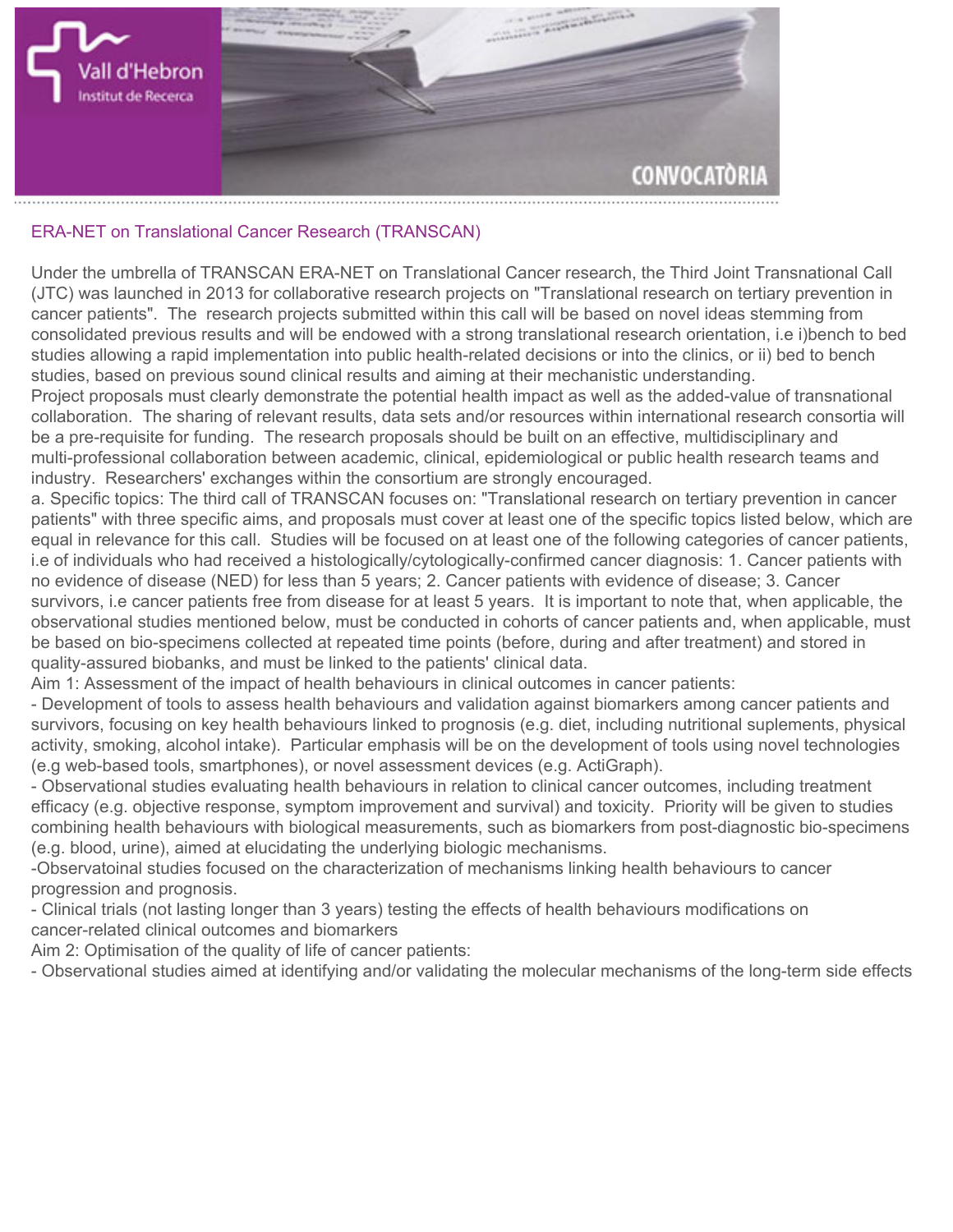## ERA-NET on Translational Cancer Research (TRANSCAN)

Under the umbrella of TRANSCAN ERA-NET on Translational Cancer research, the Third Joint Transnational Call (JTC) was launched in 2013 for collaborative research projects on "Translational research on tertiary prevention in cancer patients". The research projects submitted within this call will be based on novel ideas stemming from consolidated previous results and will be endowed with a strong translational research orientation, i.e i)bench to bed studies allowing a rapid implementation into public health-related decisions or into the clinics, or ii) bed to bench studies, based on previous sound clinical results and aiming at their mechanistic understanding.

Project proposals must clearly demonstrate the potential health impact as well as the added-value of transnational collaboration. The sharing of relevant results, data sets and/or resources within international research consortia will be a pre-requisite for funding. The research proposals should be built on an effective, multidisciplinary and multi-professional collaboration between academic, clinical, epidemiological or public health research teams and industry. Researchers' exchanges within the consortium are strongly encouraged.

a. Specific topics: The third call of TRANSCAN focuses on: "Translational research on tertiary prevention in cancer patients" with three specific aims, and proposals must cover at least one of the specific topics listed below, which are equal in relevance for this call. Studies will be focused on at least one of the following categories of cancer patients, i.e of individuals who had received a histologically/cytologically-confirmed cancer diagnosis: 1. Cancer patients with no evidence of disease (NED) for less than 5 years; 2. Cancer patients with evidence of disease; 3. Cancer survivors, i.e cancer patients free from disease for at least 5 years. It is important to note that, when applicable, the observational studies mentioned below, must be conducted in cohorts of cancer patients and, when applicable, must be based on bio-specimens collected at repeated time points (before, during and after treatment) and stored in quality-assured biobanks, and must be linked to the patients' clinical data.

Aim 1: Assessment of the impact of health behaviours in clinical outcomes in cancer patients:

- Development of tools to assess health behaviours and validation against biomarkers among cancer patients and survivors, focusing on key health behaviours linked to prognosis (e.g. diet, including nutritional suplements, physical activity, smoking, alcohol intake). Particular emphasis will be on the development of tools using novel technologies (e.g web-based tools, smartphones), or novel assessment devices (e.g. ActiGraph).
- Observational studies evaluating health behaviours in relation to clinical cancer outcomes, including treatment efficacy (e.g. objective response, symptom improvement and survival) and toxicity. Priority will be given to studies combining health behaviours with biological measurements, such as biomarkers from post-diagnostic bio-specimens (e.g. blood, urine), aimed at elucidating the underlying biologic mechanisms.
- Observatoinal studies focused on the characterization of mechanisms linking health behaviours to cancer progression and prognosis.
- Clinical trials (not lasting longer than 3 years) testing the effects of health behaviours modifications on cancer-related clinical outcomes and biomarkers

Aim 2: Optimisation of the quality of life of cancer patients:

- Observational studies aimed at identifying and/or validating the molecular mechanisms of the long-term side effects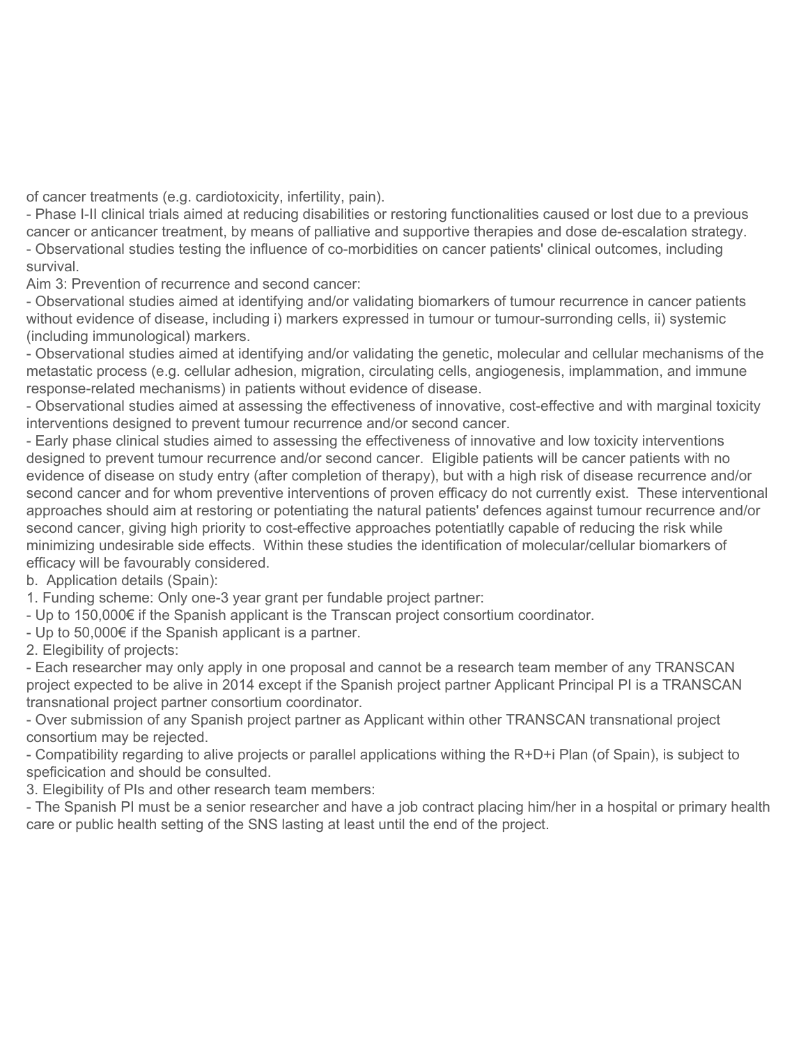of cancer treatments (e.g. cardiotoxicity, infertility, pain).
- Phase I-II clinical trials aimed at reducing disabilities or restoring functionalities caused or lost due to a previous cancer or anticancer treatment, by means of palliative and supportive therapies and dose de-escalation strategy.
- Observational studies testing the influence of co-morbidities on cancer patients' clinical outcomes, including survival.

Aim 3: Prevention of recurrence and second cancer:
- Observational studies aimed at identifying and/or validating biomarkers of tumour recurrence in cancer patients without evidence of disease, including i) markers expressed in tumour or tumour-surrounding cells, ii) systemic (including immunological) markers.
- Observational studies aimed at identifying and/or validating the genetic, molecular and cellular mechanisms of the metastatic process (e.g. cellular adhesion, migration, circulating cells, angiogenesis, implammation, and immune response-related mechanisms) in patients without evidence of disease.
- Observational studies aimed at assessing the effectiveness of innovative, cost-effective and with marginal toxicity interventions designed to prevent tumour recurrence and/or second cancer.
- Early phase clinical studies aimed to assessing the effectiveness of innovative and low toxicity interventions designed to prevent tumour recurrence and/or second cancer. Eligible patients will be cancer patients with no evidence of disease on study entry (after completion of therapy), but with a high risk of disease recurrence and/or second cancer and for whom preventive interventions of proven efficacy do not currently exist. These interventional approaches should aim at restoring or potentiating the natural patients' defences against tumour recurrence and/or second cancer, giving high priority to cost-effective approaches potentiatlly capable of reducing the risk while minimizing undesirable side effects. Within these studies the identification of molecular/cellular biomarkers of efficacy will be favourably considered.

b. Application details (Spain):

1. Funding scheme: Only one-3 year grant per fundable project partner:
- Up to 150,000€ if the Spanish applicant is the Transcan project consortium coordinator.
- Up to 50,000€ if the Spanish applicant is a partner.

2. Elegibility of projects:
- Each researcher may only apply in one proposal and cannot be a research team member of any TRANSCAN project expected to be alive in 2014 except if the Spanish project partner Applicant Principal PI is a TRANSCAN transnational project partner consortium coordinator.
- Over submission of any Spanish project partner as Applicant within other TRANSCAN transnational project consortium may be rejected.
- Compatibility regarding to alive projects or parallel applications withing the R+D+i Plan (of Spain), is subject to speficication and should be consulted.

3. Elegibility of PIs and other research team members:
- The Spanish PI must be a senior researcher and have a job contract placing him/her in a hospital or primary health care or public health setting of the SNS lasting at least until the end of the project.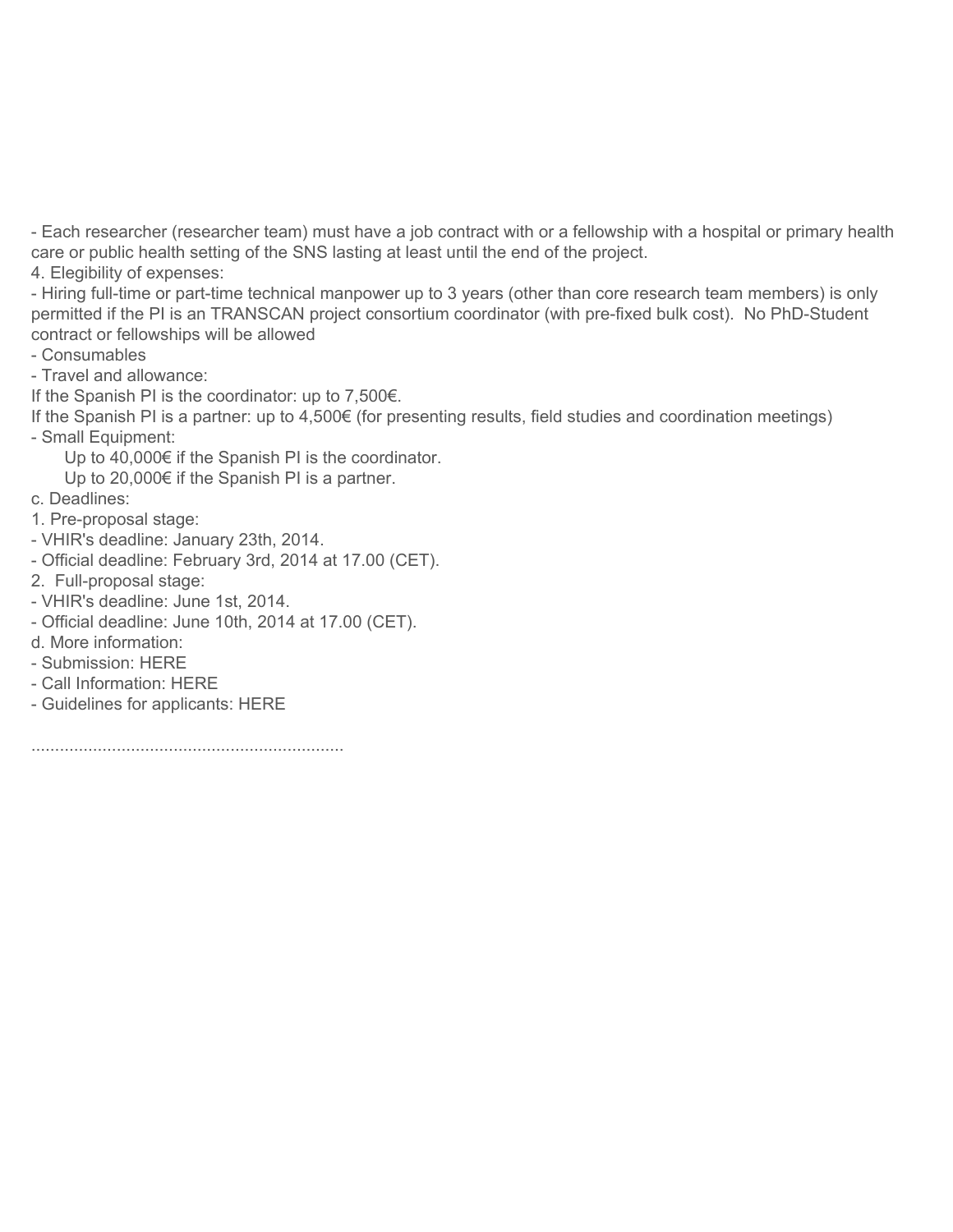- Each researcher (researcher team) must have a job contract with or a fellowship with a hospital or primary health care or public health setting of the SNS lasting at least until the end of the project.

4. Elegibility of expenses:

- Hiring full-time or part-time technical manpower up to 3 years (other than core research team members) is only permitted if the PI is an TRANSCAN project consortium coordinator (with pre-fixed bulk cost). No PhD-Student contract or fellowships will be allowed
- Consumables
- Travel and allowance:

If the Spanish PI is the coordinator: up to 7,500€.

If the Spanish PI is a partner: up to 4,500€ (for presenting results, field studies and coordination meetings)

- Small Equipment:

  Up to 40,000€ if the Spanish PI is the coordinator.

  Up to 20,000€ if the Spanish PI is a partner.

c. Deadlines:

1. Pre-proposal stage:

- VHIR's deadline: January 23th, 2014.
- Official deadline: February 3rd, 2014 at 17.00 (CET).

2. Full-proposal stage:

- VHIR's deadline: June 1st, 2014.
- Official deadline: June 10th, 2014 at 17.00 (CET).

d. More information:

- Submission: HERE
- Call Information: HERE
- Guidelines for applicants: HERE

.................................................................